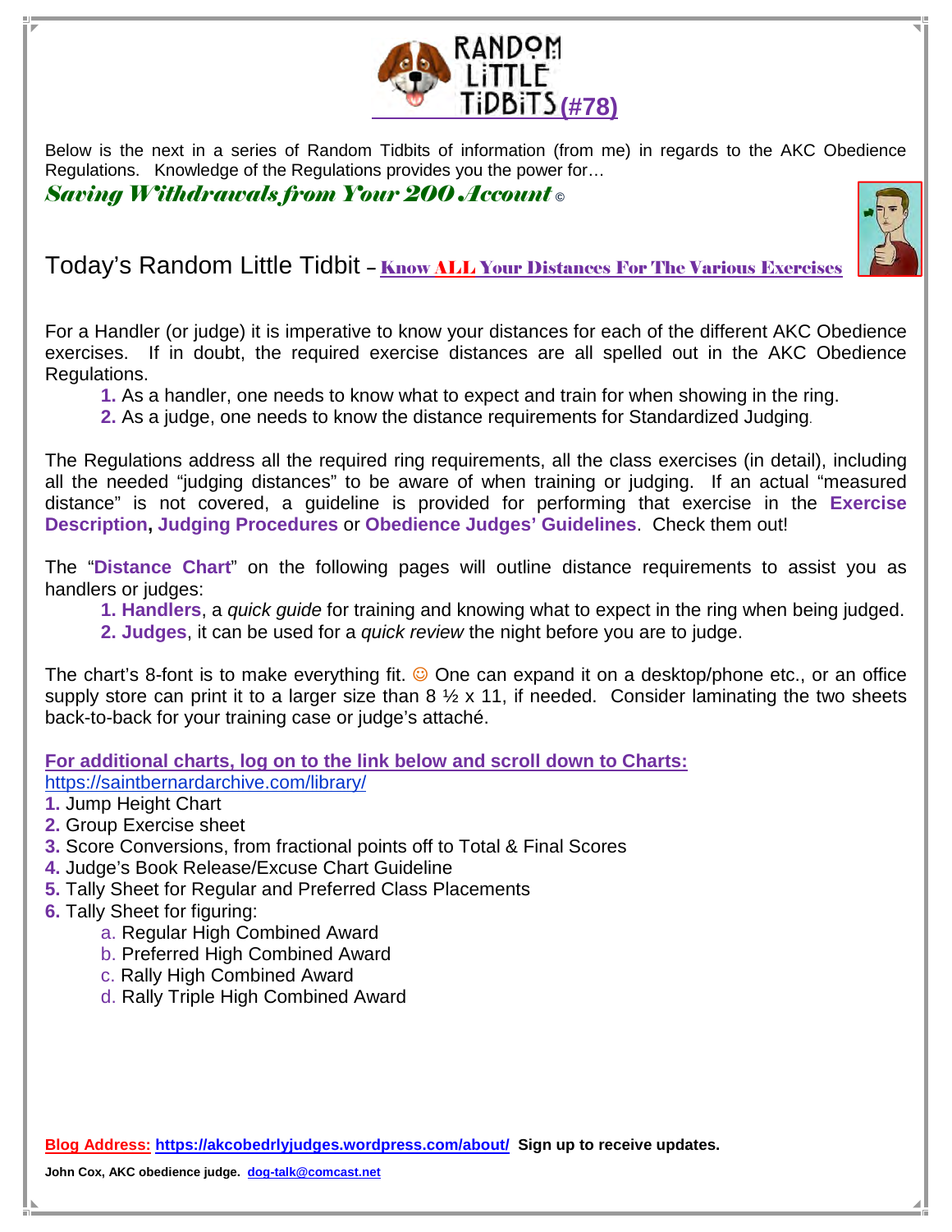# RANDOM LITTLE TIDBITS (#78)

Below is the next in a series of Random Tidbits of information (from me) in regards to the AKC Obedience Regulations. Knowledge of the Regulations provides you the power for…

***Saving Withdrawals from Your 200 Account*** ©

## Today's Random Little Tidbit – Know ALL Your Distances For The Various Exercises

For a Handler (or judge) it is imperative to know your distances for each of the different AKC Obedience exercises. If in doubt, the required exercise distances are all spelled out in the AKC Obedience Regulations.

1. As a handler, one needs to know what to expect and train for when showing in the ring.
2. As a judge, one needs to know the distance requirements for Standardized Judging.

The Regulations address all the required ring requirements, all the class exercises (in detail), including all the needed "judging distances" to be aware of when training or judging. If an actual "measured distance" is not covered, a guideline is provided for performing that exercise in the **Exercise Description, Judging Procedures** or **Obedience Judges' Guidelines**. Check them out!

The "**Distance Chart**" on the following pages will outline distance requirements to assist you as handlers or judges:

1. **Handlers**, a *quick guide* for training and knowing what to expect in the ring when being judged.
2. **Judges**, it can be used for a *quick review* the night before you are to judge.

The chart's 8-font is to make everything fit. ☺ One can expand it on a desktop/phone etc., or an office supply store can print it to a larger size than 8 ½ x 11, if needed. Consider laminating the two sheets back-to-back for your training case or judge's attaché.

**For additional charts, log on to the link below and scroll down to Charts:**
https://saintbernardarchive.com/library/

1. Jump Height Chart
2. Group Exercise sheet
3. Score Conversions, from fractional points off to Total & Final Scores
4. Judge's Book Release/Excuse Chart Guideline
5. Tally Sheet for Regular and Preferred Class Placements
6. Tally Sheet for figuring:
   a. Regular High Combined Award
   b. Preferred High Combined Award
   c. Rally High Combined Award
   d. Rally Triple High Combined Award

**Blog Address: https://akcobedrlyjudges.wordpress.com/about/ Sign up to receive updates.**

**John Cox, AKC obedience judge. dog-talk@comcast.net**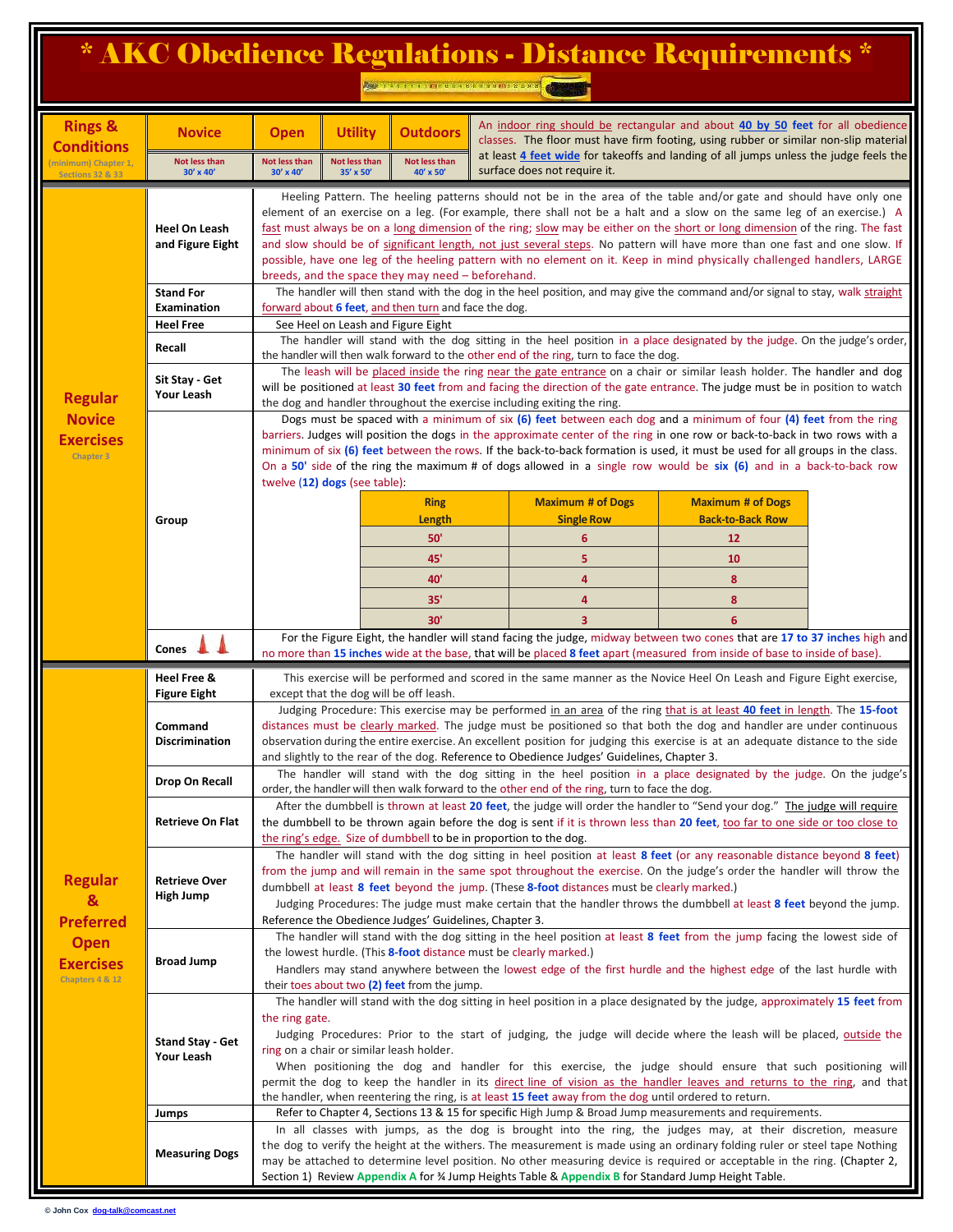# * AKC Obedience Regulations - Distance Requirements *

| Rings & Conditions (minimum) Chapter 1, Sections 32 & 33 | Novice | Open | Utility | Outdoors | |
|---|---|---|---|---|---|
| | Not less than 30' x 40' | Not less than 30' x 40' | Not less than 35' x 50' | Not less than 40' x 50' | An indoor ring should be rectangular and about **40 by 50 feet** for all obedience classes. The floor must have firm footing, using rubber or similar non-slip material at least **4 feet wide** for takeoffs and landing of all jumps unless the judge feels the surface does not require it. |

## Regular Novice Exercises (Chapter 3)

**Heel On Leash and Figure Eight**
Heeling Pattern. The heeling patterns should not be in the area of the table and/or gate and should have only one element of an exercise on a leg. (For example, there shall not be a halt and a slow on the same leg of an exercise.) A fast must always be on a long dimension of the ring; slow may be either on the short or long dimension of the ring. The fast and slow should be of significant length, not just several steps. No pattern will have more than one fast and one slow. If possible, have one leg of the heeling pattern with no element on it. Keep in mind physically challenged handlers, LARGE breeds, and the space they may need – beforehand.

**Stand For Examination**
The handler will then stand with the dog in the heel position, and may give the command and/or signal to stay, walk straight forward about **6 feet**, and then turn and face the dog.

**Heel Free**
See Heel on Leash and Figure Eight

**Recall**
The handler will stand with the dog sitting in the heel position in a place designated by the judge. On the judge's order, the handler will then walk forward to the other end of the ring, turn to face the dog.

**Sit Stay - Get Your Leash**
The leash will be placed inside the ring near the gate entrance on a chair or similar leash holder. The handler and dog will be positioned at least **30 feet** from and facing the direction of the gate entrance. The judge must be in position to watch the dog and handler throughout the exercise including exiting the ring.

**Group**
Dogs must be spaced with a minimum of six **(6) feet** between each dog and a minimum of four **(4) feet** from the ring barriers. Judges will position the dogs in the approximate center of the ring in one row or back-to-back in two rows with a minimum of six **(6) feet** between the rows. If the back-to-back formation is used, it must be used for all groups in the class. On a **50'** side of the ring the maximum # of dogs allowed in a single row would be **six (6)** and in a back-to-back row twelve **(12) dogs** (see table):

| Ring Length | Maximum # of Dogs Single Row | Maximum # of Dogs Back-to-Back Row |
|---|---|---|
| 50' | 6 | 12 |
| 45' | 5 | 10 |
| 40' | 4 | 8 |
| 35' | 4 | 8 |
| 30' | 3 | 6 |

**Cones**
For the Figure Eight, the handler will stand facing the judge, midway between two cones that are **17 to 37 inches** high and no more than **15 inches** wide at the base, that will be placed **8 feet** apart (measured from inside of base to inside of base).

## Regular & Preferred Open Exercises (Chapters 4 & 12)

**Heel Free & Figure Eight**
This exercise will be performed and scored in the same manner as the Novice Heel On Leash and Figure Eight exercise, except that the dog will be off leash.

**Command Discrimination**
Judging Procedure: This exercise may be performed in an area of the ring that is at least **40 feet** in length. The **15-foot** distances must be clearly marked. The judge must be positioned so that both the dog and handler are under continuous observation during the entire exercise. An excellent position for judging this exercise is at an adequate distance to the side and slightly to the rear of the dog. Reference to Obedience Judges' Guidelines, Chapter 3.

**Drop On Recall**
The handler will stand with the dog sitting in the heel position in a place designated by the judge. On the judge's order, the handler will then walk forward to the other end of the ring, turn to face the dog.

**Retrieve On Flat**
After the dumbbell is thrown at least **20 feet**, the judge will order the handler to "Send your dog." The judge will require the dumbbell to be thrown again before the dog is sent if it is thrown less than **20 feet**, too far to one side or too close to the ring's edge. Size of dumbbell to be in proportion to the dog.

**Retrieve Over High Jump**
The handler will stand with the dog sitting in heel position at least **8 feet** (or any reasonable distance beyond **8 feet**) from the jump and will remain in the same spot throughout the exercise. On the judge's order the handler will throw the dumbbell at least **8 feet** beyond the jump. (These **8-foot** distances must be clearly marked.)

Judging Procedures: The judge must make certain that the handler throws the dumbbell at least **8 feet** beyond the jump. Reference the Obedience Judges' Guidelines, Chapter 3.

**Broad Jump**
The handler will stand with the dog sitting in the heel position at least **8 feet** from the jump facing the lowest side of the lowest hurdle. (This **8-foot** distance must be clearly marked.)

Handlers may stand anywhere between the lowest edge of the first hurdle and the highest edge of the last hurdle with their toes about two **(2) feet** from the jump.

**Stand Stay - Get Your Leash**
The handler will stand with the dog sitting in heel position in a place designated by the judge, approximately **15 feet** from the ring gate.

Judging Procedures: Prior to the start of judging, the judge will decide where the leash will be placed, outside the ring on a chair or similar leash holder.

When positioning the dog and handler for this exercise, the judge should ensure that such positioning will permit the dog to keep the handler in its direct line of vision as the handler leaves and returns to the ring, and that the handler, when reentering the ring, is at least **15 feet** away from the dog until ordered to return.

**Jumps**
Refer to Chapter 4, Sections 13 & 15 for specific High Jump & Broad Jump measurements and requirements.

**Measuring Dogs**
In all classes with jumps, as the dog is brought into the ring, the judges may, at their discretion, measure the dog to verify the height at the withers. The measurement is made using an ordinary folding ruler or steel tape Nothing may be attached to determine level position. No other measuring device is required or acceptable in the ring. (Chapter 2, Section 1) Review **Appendix A** for ¾ Jump Heights Table & **Appendix B** for Standard Jump Height Table.

© John Cox dog-talk@comcast.net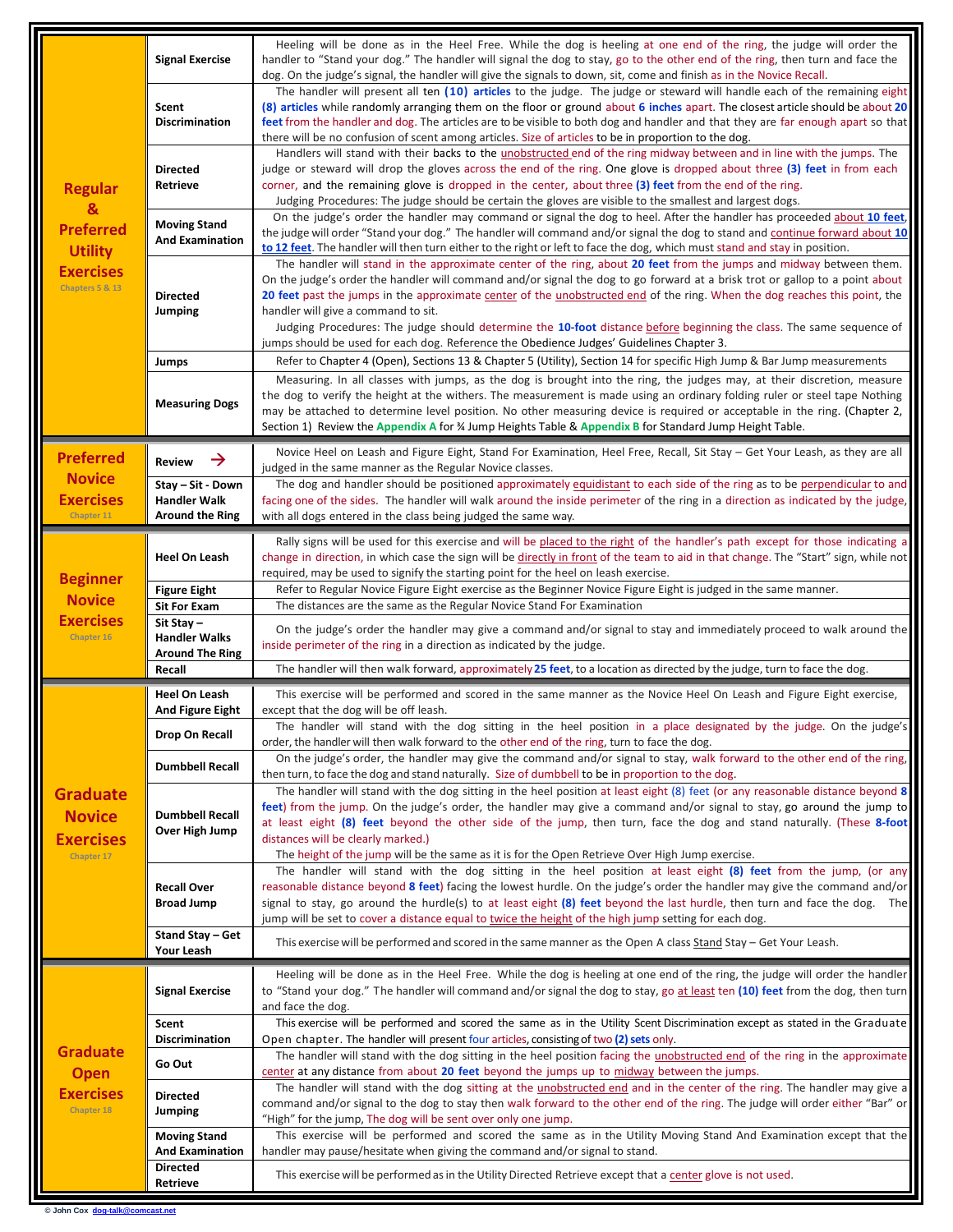| | | |
|---|---|---|
| **Regular & Preferred Utility Exercises** Chapters 5 & 13 | **Signal Exercise** | Heeling will be done as in the Heel Free. While the dog is heeling at one end of the ring, the judge will order the handler to "Stand your dog." The handler will signal the dog to stay, go to the other end of the ring, then turn and face the dog. On the judge's signal, the handler will give the signals to down, sit, come and finish as in the Novice Recall. |
| | **Scent Discrimination** | The handler will present all ten **(10) articles** to the judge. The judge or steward will handle each of the remaining eight **(8) articles** while randomly arranging them on the floor or ground about **6 inches** apart. The closest article should be about **20 feet** from the handler and dog. The articles are to be visible to both dog and handler and that they are far enough apart so that there will be no confusion of scent among articles. Size of articles to be in proportion to the dog. |
| | **Directed Retrieve** | Handlers will stand with their backs to the unobstructed end of the ring midway between and in line with the jumps. The judge or steward will drop the gloves across the end of the ring. One glove is dropped about three **(3) feet** in from each corner, and the remaining glove is dropped in the center, about three **(3) feet** from the end of the ring. Judging Procedures: The judge should be certain the gloves are visible to the smallest and largest dogs. |
| | **Moving Stand And Examination** | On the judge's order the handler may command or signal the dog to heel. After the handler has proceeded about **10 feet**, the judge will order "Stand your dog." The handler will command and/or signal the dog to stand and continue forward about **10 to 12 feet**. The handler will then turn either to the right or left to face the dog, which must stand and stay in position. |
| | **Directed Jumping** | The handler will stand in the approximate center of the ring, about **20 feet** from the jumps and midway between them. On the judge's order the handler will command and/or signal the dog to go forward at a brisk trot or gallop to a point about **20 feet** past the jumps in the approximate center of the unobstructed end of the ring. When the dog reaches this point, the handler will give a command to sit. Judging Procedures: The judge should determine the **10-foot** distance before beginning the class. The same sequence of jumps should be used for each dog. Reference the Obedience Judges' Guidelines Chapter 3. |
| | **Jumps** | Refer to Chapter 4 (Open), Sections 13 & Chapter 5 (Utility), Section 14 for specific High Jump & Bar Jump measurements |
| | **Measuring Dogs** | Measuring. In all classes with jumps, as the dog is brought into the ring, the judges may, at their discretion, measure the dog to verify the height at the withers. The measurement is made using an ordinary folding ruler or steel tape Nothing may be attached to determine level position. No other measuring device is required or acceptable in the ring. (Chapter 2, Section 1) Review the **Appendix A** for ¾ Jump Heights Table & **Appendix B** for Standard Jump Height Table. |
| **Preferred Novice Exercises** Chapter 11 | **Review →** | Novice Heel on Leash and Figure Eight, Stand For Examination, Heel Free, Recall, Sit Stay – Get Your Leash, as they are all judged in the same manner as the Regular Novice classes. |
| | **Stay – Sit - Down Handler Walk Around the Ring** | The dog and handler should be positioned approximately equidistant to each side of the ring as to be perpendicular to and facing one of the sides. The handler will walk around the inside perimeter of the ring in a direction as indicated by the judge, with all dogs entered in the class being judged the same way. |
| **Beginner Novice Exercises** Chapter 16 | **Heel On Leash** | Rally signs will be used for this exercise and will be placed to the right of the handler's path except for those indicating a change in direction, in which case the sign will be directly in front of the team to aid in that change. The "Start" sign, while not required, may be used to signify the starting point for the heel on leash exercise. |
| | **Figure Eight** | Refer to Regular Novice Figure Eight exercise as the Beginner Novice Figure Eight is judged in the same manner. |
| | **Sit For Exam** | The distances are the same as the Regular Novice Stand For Examination |
| | **Sit Stay – Handler Walks Around The Ring** | On the judge's order the handler may give a command and/or signal to stay and immediately proceed to walk around the inside perimeter of the ring in a direction as indicated by the judge. |
| | **Recall** | The handler will then walk forward, approximately **25 feet**, to a location as directed by the judge, turn to face the dog. |
| **Graduate Novice Exercises** Chapter 17 | **Heel On Leash And Figure Eight** | This exercise will be performed and scored in the same manner as the Novice Heel On Leash and Figure Eight exercise, except that the dog will be off leash. |
| | **Drop On Recall** | The handler will stand with the dog sitting in the heel position in a place designated by the judge. On the judge's order, the handler will then walk forward to the other end of the ring, turn to face the dog. |
| | **Dumbbell Recall** | On the judge's order, the handler may give the command and/or signal to stay, walk forward to the other end of the ring, then turn, to face the dog and stand naturally. Size of dumbbell to be in proportion to the dog. |
| | **Dumbbell Recall Over High Jump** | The handler will stand with the dog sitting in the heel position at least eight (8) feet (or any reasonable distance beyond **8 feet**) from the jump. On the judge's order, the handler may give a command and/or signal to stay, go around the jump to at least eight **(8) feet** beyond the other side of the jump, then turn, face the dog and stand naturally. (These **8-foot** distances will be clearly marked.) The height of the jump will be the same as it is for the Open Retrieve Over High Jump exercise. |
| | **Recall Over Broad Jump** | The handler will stand with the dog sitting in the heel position at least eight **(8) feet** from the jump, (or any reasonable distance beyond **8 feet**) facing the lowest hurdle. On the judge's order the handler may give the command and/or signal to stay, go around the hurdle(s) to at least eight **(8) feet** beyond the last hurdle, then turn and face the dog. The jump will be set to cover a distance equal to twice the height of the high jump setting for each dog. |
| | **Stand Stay – Get Your Leash** | This exercise will be performed and scored in the same manner as the Open A class Stand Stay – Get Your Leash. |
| **Graduate Open Exercises** Chapter 18 | **Signal Exercise** | Heeling will be done as in the Heel Free. While the dog is heeling at one end of the ring, the judge will order the handler to "Stand your dog." The handler will command and/or signal the dog to stay, go at least ten **(10) feet** from the dog, then turn and face the dog. |
| | **Scent Discrimination** | This exercise will be performed and scored the same as in the Utility Scent Discrimination except as stated in the Graduate Open chapter. The handler will present four articles, consisting of two **(2) sets** only. |
| | **Go Out** | The handler will stand with the dog sitting in the heel position facing the unobstructed end of the ring in the approximate center at any distance from about **20 feet** beyond the jumps up to midway between the jumps. |
| | **Directed Jumping** | The handler will stand with the dog sitting at the unobstructed end and in the center of the ring. The handler may give a command and/or signal to the dog to stay then walk forward to the other end of the ring. The judge will order either "Bar" or "High" for the jump, The dog will be sent over only one jump. |
| | **Moving Stand And Examination** | This exercise will be performed and scored the same as in the Utility Moving Stand And Examination except that the handler may pause/hesitate when giving the command and/or signal to stand. |
| | **Directed Retrieve** | This exercise will be performed as in the Utility Directed Retrieve except that a center glove is not used. |

© John Cox dog-talk@comcast.net